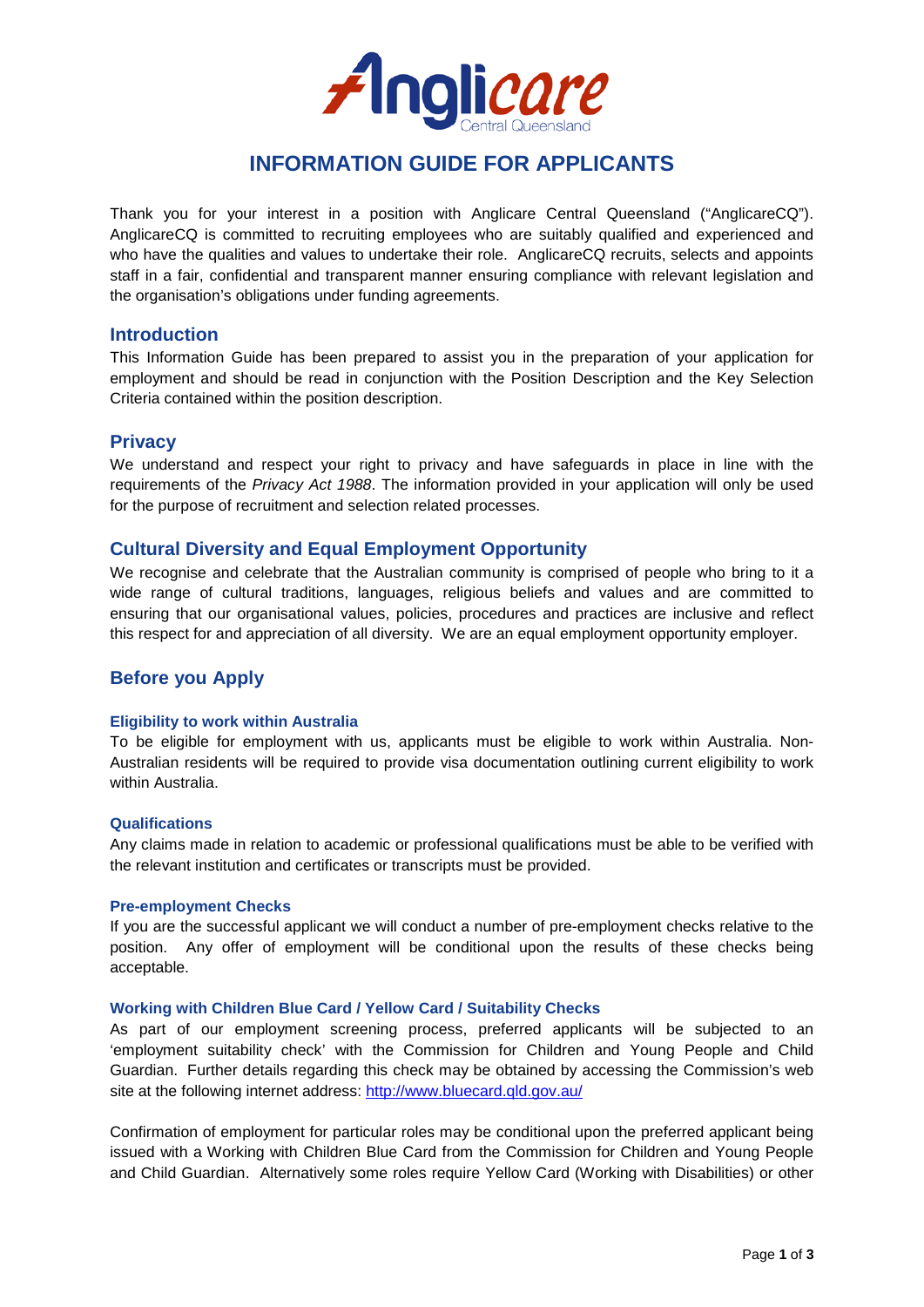# INFORMATION GUIDE FOR APPLICANTS

Thank you for your interest in a position with Anglicare Central Queensland ("AnglicareCQ"). AnglicareCQ is committed to recruiting employees who are suitably qualified and experienced and who have the qualities and values to undertake their role. AnglicareCQ recruits, selects and appoints staff in a fair, confidential and transparent manner ensuring compliance with relevant legislation and the organisation's obligations under funding agreements.

## Introduction

This Information Guide has been prepared to assist you in the preparation of your application for employment and should be read in conjunction with the Position Description and the Key Selection Criteria contained within the position description.

## Privacy

We understand and respect your right to privacy and have safeguards in place in line with the requirements of the *Privacy Act 1988*. The information provided in your application will only be used for the purpose of recruitment and selection related processes.

## Cultural Diversity and Equal Employment Opportunity

We recognise and celebrate that the Australian community is comprised of people who bring to it a wide range of cultural traditions, languages, religious beliefs and values and are committed to ensuring that our organisational values, policies, procedures and practices are inclusive and reflect this respect for and appreciation of all diversity. We are an equal employment opportunity employer.

## Before you Apply

### Eligibility to work within Australia

To be eligible for employment with us, applicants must be eligible to work within Australia. Non-Australian residents will be required to provide visa documentation outlining current eligibility to work within Australia.

### Qualifications

Any claims made in relation to academic or professional qualifications must be able to be verified with the relevant institution and certificates or transcripts must be provided.

### Pre-employment Checks

If you are the successful applicant we will conduct a number of pre-employment checks relative to the position. Any offer of employment will be conditional upon the results of these checks being acceptable.

### Working with Children Blue Card / Yellow Card / Suitability Checks

As part of our employment screening process, preferred applicants will be subjected to an 'employment suitability check' with the Commission for Children and Young People and Child Guardian. Further details regarding this check may be obtained by accessing the Commission's web site at the following internet address: [http://www.bluecard.qld.gov.au/](http://www.bluecard.qld.gov.au/)

Confirmation of employment for particular roles may be conditional upon the preferred applicant being issued with a Working with Children Blue Card from the Commission for Children and Young People and Child Guardian. Alternatively some roles require Yellow Card (Working with Disabilities) or other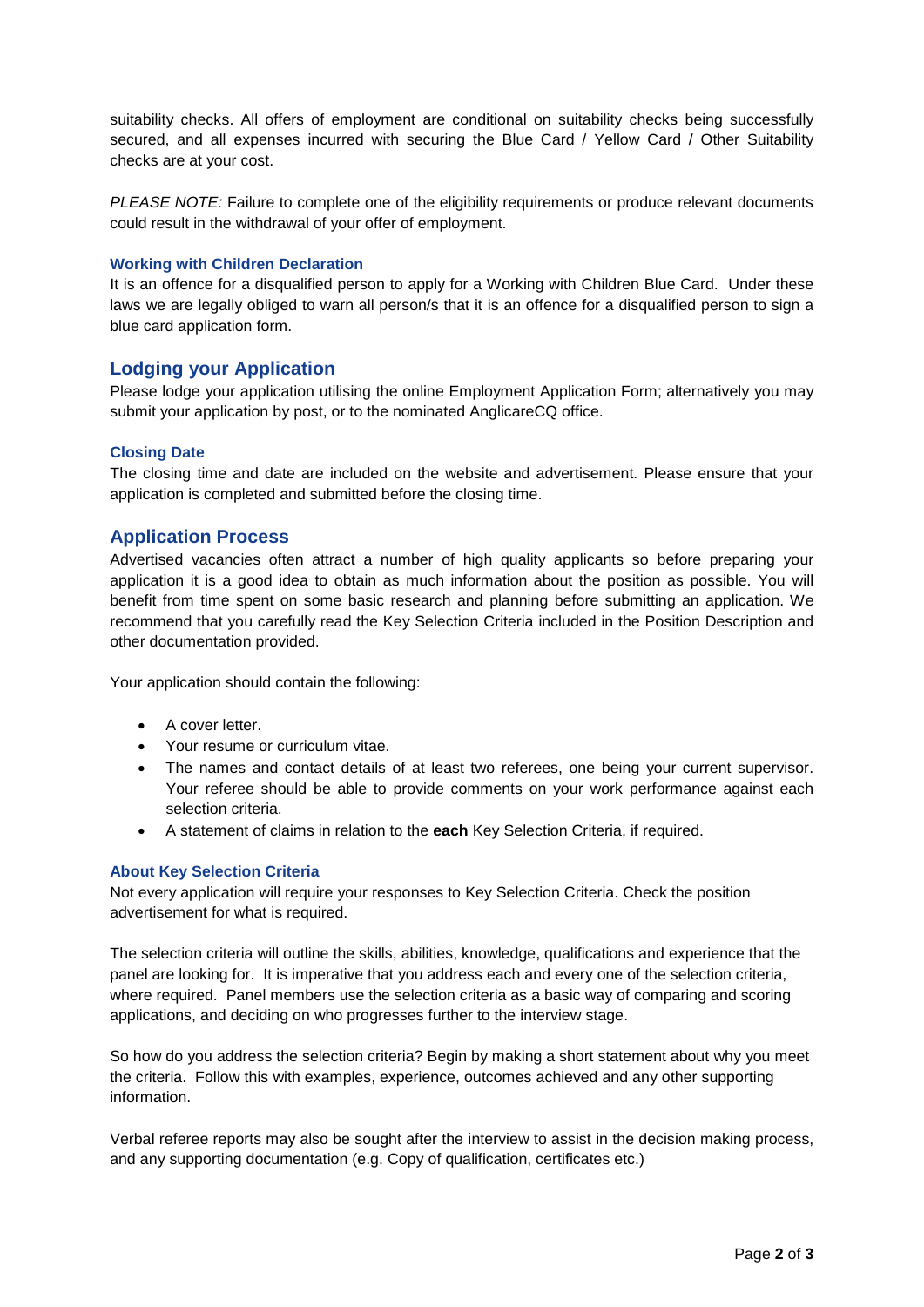suitability checks. All offers of employment are conditional on suitability checks being successfully secured, and all expenses incurred with securing the Blue Card / Yellow Card / Other Suitability checks are at your cost.

*PLEASE NOTE:* Failure to complete one of the eligibility requirements or produce relevant documents could result in the withdrawal of your offer of employment.

### Working with Children Declaration

It is an offence for a disqualified person to apply for a Working with Children Blue Card. Under these laws we are legally obliged to warn all person/s that it is an offence for a disqualified person to sign a blue card application form.

## Lodging your Application

Please lodge your application utilising the online Employment Application Form; alternatively you may submit your application by post, or to the nominated AnglicareCQ office.

### Closing Date

The closing time and date are included on the website and advertisement. Please ensure that your application is completed and submitted before the closing time.

## Application Process

Advertised vacancies often attract a number of high quality applicants so before preparing your application it is a good idea to obtain as much information about the position as possible. You will benefit from time spent on some basic research and planning before submitting an application. We recommend that you carefully read the Key Selection Criteria included in the Position Description and other documentation provided.

Your application should contain the following:

- A cover letter.
- Your resume or curriculum vitae.
- The names and contact details of at least two referees, one being your current supervisor. Your referee should be able to provide comments on your work performance against each selection criteria.
- A statement of claims in relation to the **each** Key Selection Criteria, if required.

### About Key Selection Criteria

Not every application will require your responses to Key Selection Criteria. Check the position advertisement for what is required.

The selection criteria will outline the skills, abilities, knowledge, qualifications and experience that the panel are looking for. It is imperative that you address each and every one of the selection criteria, where required. Panel members use the selection criteria as a basic way of comparing and scoring applications, and deciding on who progresses further to the interview stage.

So how do you address the selection criteria? Begin by making a short statement about why you meet the criteria. Follow this with examples, experience, outcomes achieved and any other supporting information.

Verbal referee reports may also be sought after the interview to assist in the decision making process, and any supporting documentation (e.g. Copy of qualification, certificates etc.)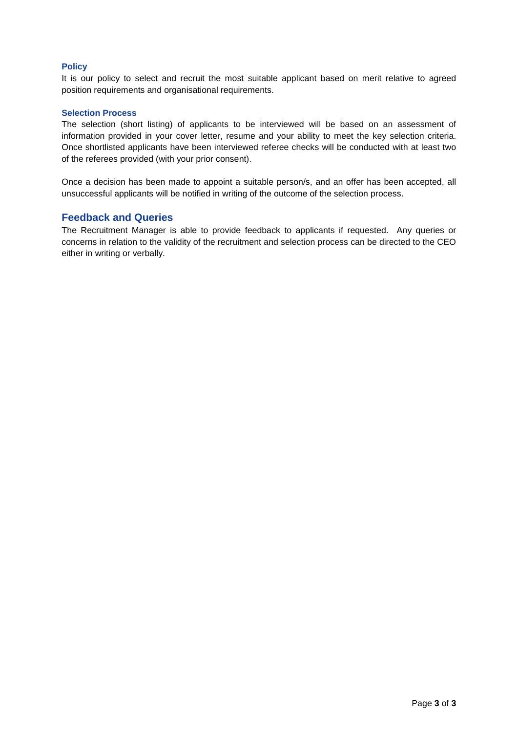### Policy

It is our policy to select and recruit the most suitable applicant based on merit relative to agreed position requirements and organisational requirements.

### Selection Process

The selection (short listing) of applicants to be interviewed will be based on an assessment of information provided in your cover letter, resume and your ability to meet the key selection criteria. Once shortlisted applicants have been interviewed referee checks will be conducted with at least two of the referees provided (with your prior consent).

Once a decision has been made to appoint a suitable person/s, and an offer has been accepted, all unsuccessful applicants will be notified in writing of the outcome of the selection process.

## Feedback and Queries

The Recruitment Manager is able to provide feedback to applicants if requested. Any queries or concerns in relation to the validity of the recruitment and selection process can be directed to the CEO either in writing or verbally.